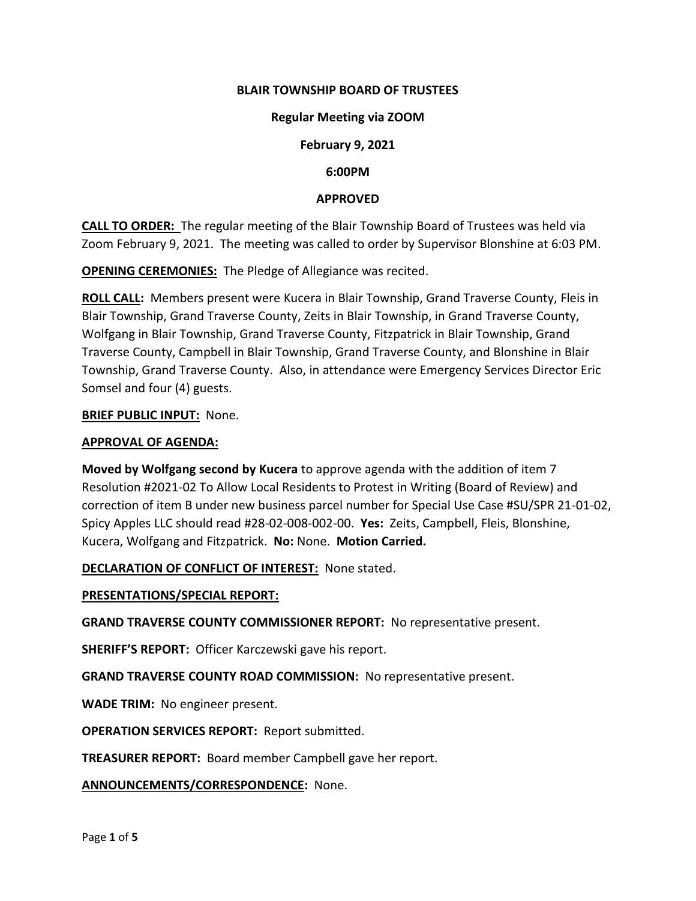**BLAIR TOWNSHIP BOARD OF TRUSTEES**

**Regular Meeting via ZOOM**

**February 9, 2021**

**6:00PM**

**APPROVED**

**CALL TO ORDER:** The regular meeting of the Blair Township Board of Trustees was held via Zoom February 9, 2021. The meeting was called to order by Supervisor Blonshine at 6:03 PM.

**OPENING CEREMONIES:** The Pledge of Allegiance was recited.

**ROLL CALL:** Members present were Kucera in Blair Township, Grand Traverse County, Fleis in Blair Township, Grand Traverse County, Zeits in Blair Township, in Grand Traverse County, Wolfgang in Blair Township, Grand Traverse County, Fitzpatrick in Blair Township, Grand Traverse County, Campbell in Blair Township, Grand Traverse County, and Blonshine in Blair Township, Grand Traverse County. Also, in attendance were Emergency Services Director Eric Somsel and four (4) guests.

**BRIEF PUBLIC INPUT:** None.

**APPROVAL OF AGENDA:**

**Moved by Wolfgang second by Kucera** to approve agenda with the addition of item 7 Resolution #2021-02 To Allow Local Residents to Protest in Writing (Board of Review) and correction of item B under new business parcel number for Special Use Case #SU/SPR 21-01-02, Spicy Apples LLC should read #28-02-008-002-00. **Yes:** Zeits, Campbell, Fleis, Blonshine, Kucera, Wolfgang and Fitzpatrick. **No:** None. **Motion Carried.**

**DECLARATION OF CONFLICT OF INTEREST:** None stated.

**PRESENTATIONS/SPECIAL REPORT:**

**GRAND TRAVERSE COUNTY COMMISSIONER REPORT:** No representative present.

**SHERIFF'S REPORT:** Officer Karczewski gave his report.

**GRAND TRAVERSE COUNTY ROAD COMMISSION:** No representative present.

**WADE TRIM:** No engineer present.

**OPERATION SERVICES REPORT:** Report submitted.

**TREASURER REPORT:** Board member Campbell gave her report.

**ANNOUNCEMENTS/CORRESPONDENCE:** None.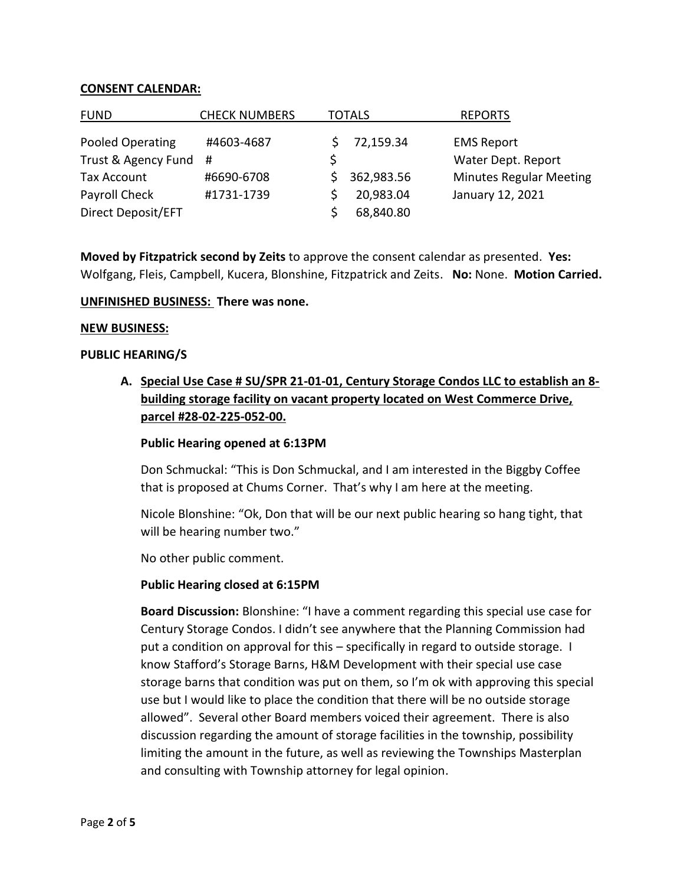**CONSENT CALENDAR:**

| FUND | CHECK NUMBERS | TOTALS | REPORTS |
|---|---|---|---|
| Pooled Operating | #4603-4687 | $ 72,159.34 | EMS Report |
| Trust & Agency Fund | # | $ | Water Dept. Report |
| Tax Account | #6690-6708 | $ 362,983.56 | Minutes Regular Meeting |
| Payroll Check | #1731-1739 | $ 20,983.04 | January 12, 2021 |
| Direct Deposit/EFT | | $ 68,840.80 | |

**Moved by Fitzpatrick second by Zeits** to approve the consent calendar as presented. **Yes:** Wolfgang, Fleis, Campbell, Kucera, Blonshine, Fitzpatrick and Zeits. **No:** None. **Motion Carried.**

**UNFINISHED BUSINESS: There was none.**

**NEW BUSINESS:**

**PUBLIC HEARING/S**

**A. Special Use Case # SU/SPR 21-01-01, Century Storage Condos LLC to establish an 8-building storage facility on vacant property located on West Commerce Drive, parcel #28-02-225-052-00.**

**Public Hearing opened at 6:13PM**

Don Schmuckal: "This is Don Schmuckal, and I am interested in the Biggby Coffee that is proposed at Chums Corner. That's why I am here at the meeting.

Nicole Blonshine: "Ok, Don that will be our next public hearing so hang tight, that will be hearing number two."

No other public comment.

**Public Hearing closed at 6:15PM**

**Board Discussion:** Blonshine: "I have a comment regarding this special use case for Century Storage Condos. I didn't see anywhere that the Planning Commission had put a condition on approval for this – specifically in regard to outside storage. I know Stafford's Storage Barns, H&M Development with their special use case storage barns that condition was put on them, so I'm ok with approving this special use but I would like to place the condition that there will be no outside storage allowed". Several other Board members voiced their agreement. There is also discussion regarding the amount of storage facilities in the township, possibility limiting the amount in the future, as well as reviewing the Townships Masterplan and consulting with Township attorney for legal opinion.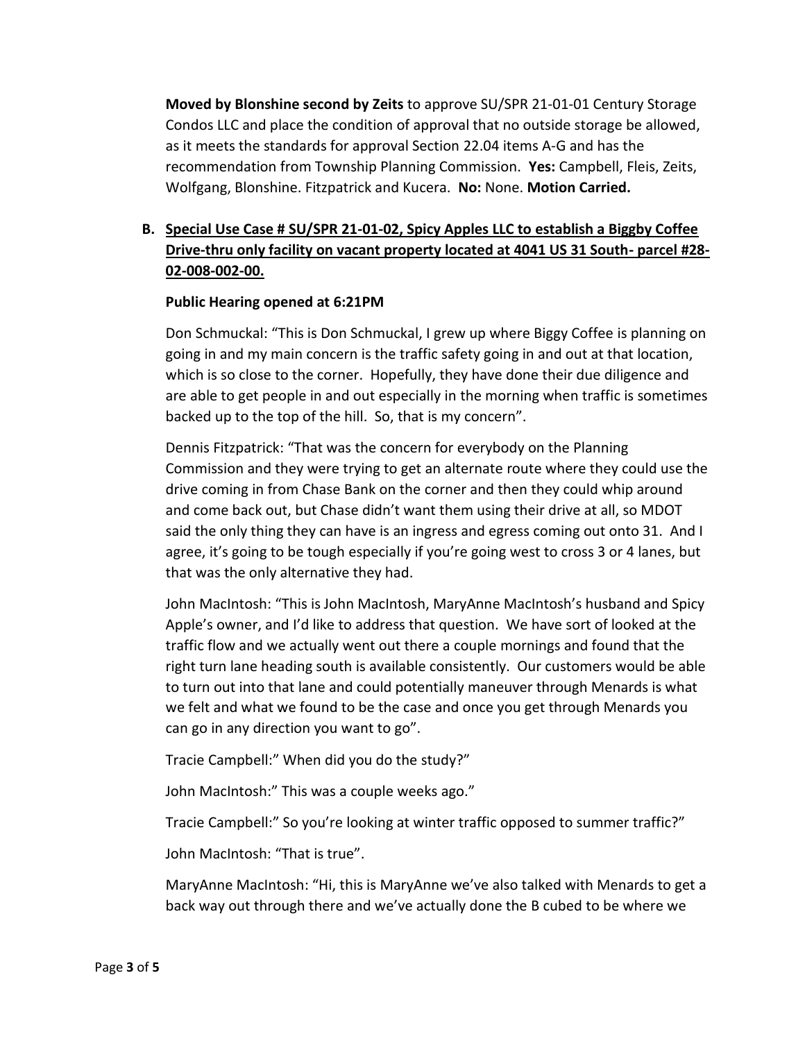**Moved by Blonshine second by Zeits** to approve SU/SPR 21-01-01 Century Storage Condos LLC and place the condition of approval that no outside storage be allowed, as it meets the standards for approval Section 22.04 items A-G and has the recommendation from Township Planning Commission. **Yes:** Campbell, Fleis, Zeits, Wolfgang, Blonshine. Fitzpatrick and Kucera. **No:** None. **Motion Carried.**

**B. Special Use Case # SU/SPR 21-01-02, Spicy Apples LLC to establish a Biggby Coffee Drive-thru only facility on vacant property located at 4041 US 31 South- parcel #28-02-008-002-00.**

**Public Hearing opened at 6:21PM**

Don Schmuckal: "This is Don Schmuckal, I grew up where Biggy Coffee is planning on going in and my main concern is the traffic safety going in and out at that location, which is so close to the corner. Hopefully, they have done their due diligence and are able to get people in and out especially in the morning when traffic is sometimes backed up to the top of the hill. So, that is my concern".

Dennis Fitzpatrick: "That was the concern for everybody on the Planning Commission and they were trying to get an alternate route where they could use the drive coming in from Chase Bank on the corner and then they could whip around and come back out, but Chase didn't want them using their drive at all, so MDOT said the only thing they can have is an ingress and egress coming out onto 31. And I agree, it's going to be tough especially if you're going west to cross 3 or 4 lanes, but that was the only alternative they had.

John MacIntosh: "This is John MacIntosh, MaryAnne MacIntosh's husband and Spicy Apple's owner, and I'd like to address that question. We have sort of looked at the traffic flow and we actually went out there a couple mornings and found that the right turn lane heading south is available consistently. Our customers would be able to turn out into that lane and could potentially maneuver through Menards is what we felt and what we found to be the case and once you get through Menards you can go in any direction you want to go".

Tracie Campbell:" When did you do the study?"

John MacIntosh:" This was a couple weeks ago."

Tracie Campbell:" So you're looking at winter traffic opposed to summer traffic?"

John MacIntosh: "That is true".

MaryAnne MacIntosh: "Hi, this is MaryAnne we've also talked with Menards to get a back way out through there and we've actually done the B cubed to be where we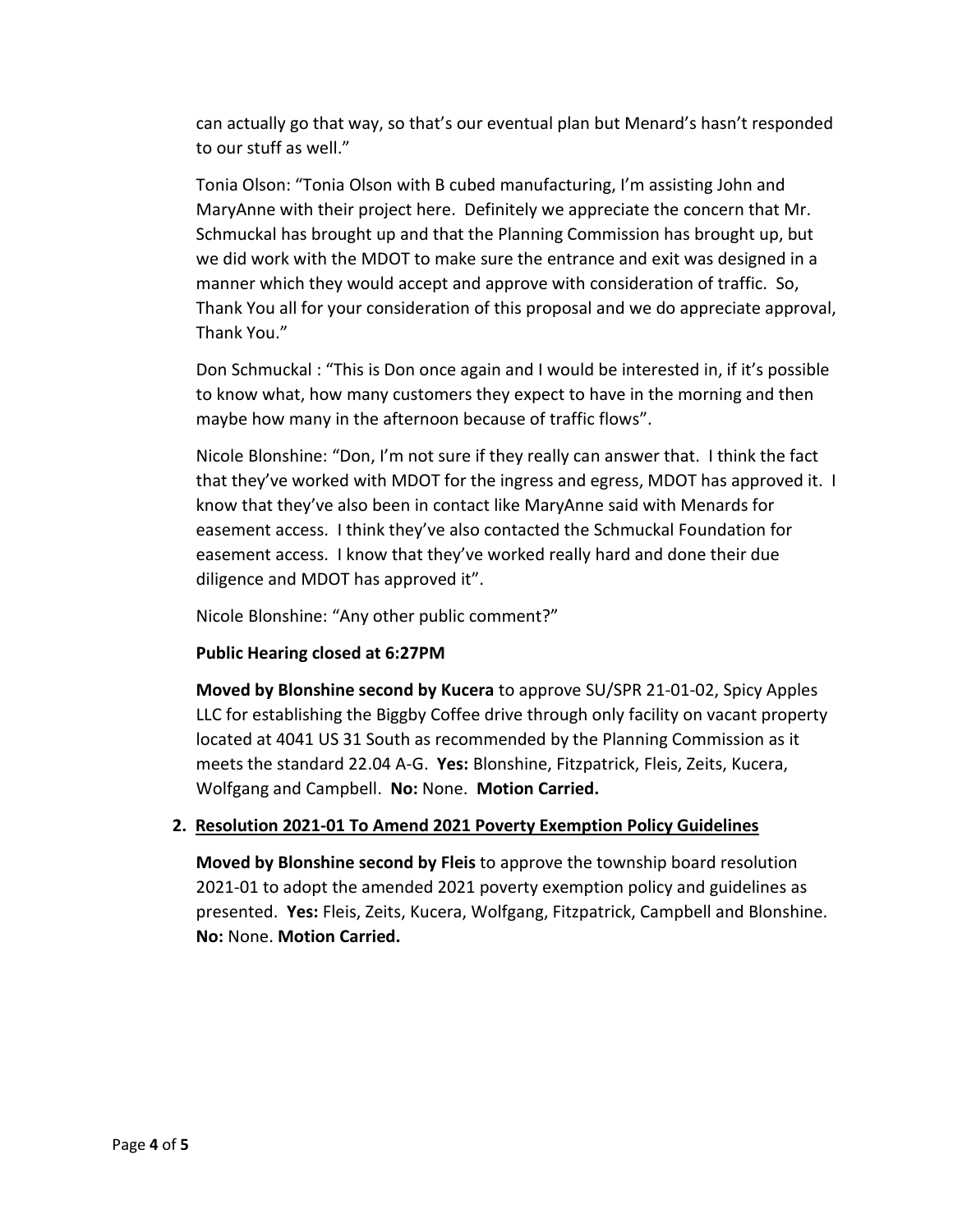can actually go that way, so that's our eventual plan but Menard's hasn't responded to our stuff as well."

Tonia Olson: "Tonia Olson with B cubed manufacturing, I'm assisting John and MaryAnne with their project here. Definitely we appreciate the concern that Mr. Schmuckal has brought up and that the Planning Commission has brought up, but we did work with the MDOT to make sure the entrance and exit was designed in a manner which they would accept and approve with consideration of traffic. So, Thank You all for your consideration of this proposal and we do appreciate approval, Thank You."

Don Schmuckal : "This is Don once again and I would be interested in, if it's possible to know what, how many customers they expect to have in the morning and then maybe how many in the afternoon because of traffic flows".

Nicole Blonshine: "Don, I'm not sure if they really can answer that. I think the fact that they've worked with MDOT for the ingress and egress, MDOT has approved it. I know that they've also been in contact like MaryAnne said with Menards for easement access. I think they've also contacted the Schmuckal Foundation for easement access. I know that they've worked really hard and done their due diligence and MDOT has approved it".

Nicole Blonshine: "Any other public comment?"

**Public Hearing closed at 6:27PM**

**Moved by Blonshine second by Kucera** to approve SU/SPR 21-01-02, Spicy Apples LLC for establishing the Biggby Coffee drive through only facility on vacant property located at 4041 US 31 South as recommended by the Planning Commission as it meets the standard 22.04 A-G. **Yes:** Blonshine, Fitzpatrick, Fleis, Zeits, Kucera, Wolfgang and Campbell. **No:** None. **Motion Carried.**

2. **Resolution 2021-01 To Amend 2021 Poverty Exemption Policy Guidelines**

**Moved by Blonshine second by Fleis** to approve the township board resolution 2021-01 to adopt the amended 2021 poverty exemption policy and guidelines as presented. **Yes:** Fleis, Zeits, Kucera, Wolfgang, Fitzpatrick, Campbell and Blonshine. **No:** None. **Motion Carried.**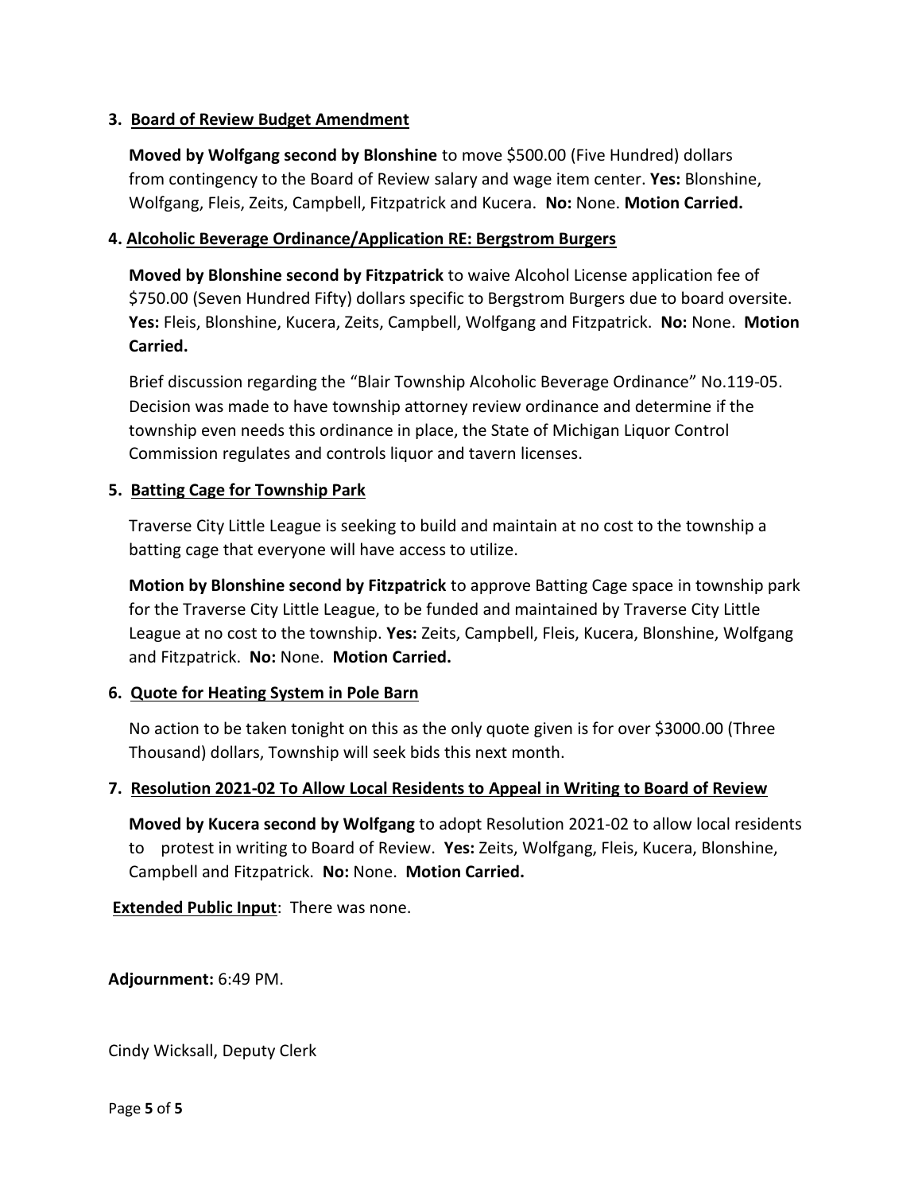**3. Board of Review Budget Amendment**

**Moved by Wolfgang second by Blonshine** to move $500.00 (Five Hundred) dollars from contingency to the Board of Review salary and wage item center. **Yes:** Blonshine, Wolfgang, Fleis, Zeits, Campbell, Fitzpatrick and Kucera. **No:** None. **Motion Carried.**

**4. Alcoholic Beverage Ordinance/Application RE: Bergstrom Burgers**

**Moved by Blonshine second by Fitzpatrick** to waive Alcohol License application fee of $750.00 (Seven Hundred Fifty) dollars specific to Bergstrom Burgers due to board oversite. **Yes:** Fleis, Blonshine, Kucera, Zeits, Campbell, Wolfgang and Fitzpatrick. **No:** None. **Motion Carried.**

Brief discussion regarding the "Blair Township Alcoholic Beverage Ordinance" No.119-05. Decision was made to have township attorney review ordinance and determine if the township even needs this ordinance in place, the State of Michigan Liquor Control Commission regulates and controls liquor and tavern licenses.

**5. Batting Cage for Township Park**

Traverse City Little League is seeking to build and maintain at no cost to the township a batting cage that everyone will have access to utilize.

**Motion by Blonshine second by Fitzpatrick** to approve Batting Cage space in township park for the Traverse City Little League, to be funded and maintained by Traverse City Little League at no cost to the township. **Yes:** Zeits, Campbell, Fleis, Kucera, Blonshine, Wolfgang and Fitzpatrick. **No:** None. **Motion Carried.**

**6. Quote for Heating System in Pole Barn**

No action to be taken tonight on this as the only quote given is for over $3000.00 (Three Thousand) dollars, Township will seek bids this next month.

**7. Resolution 2021-02 To Allow Local Residents to Appeal in Writing to Board of Review**

**Moved by Kucera second by Wolfgang** to adopt Resolution 2021-02 to allow local residents to protest in writing to Board of Review. **Yes:** Zeits, Wolfgang, Fleis, Kucera, Blonshine, Campbell and Fitzpatrick. **No:** None. **Motion Carried.**

**Extended Public Input**: There was none.

**Adjournment:** 6:49 PM.

Cindy Wicksall, Deputy Clerk